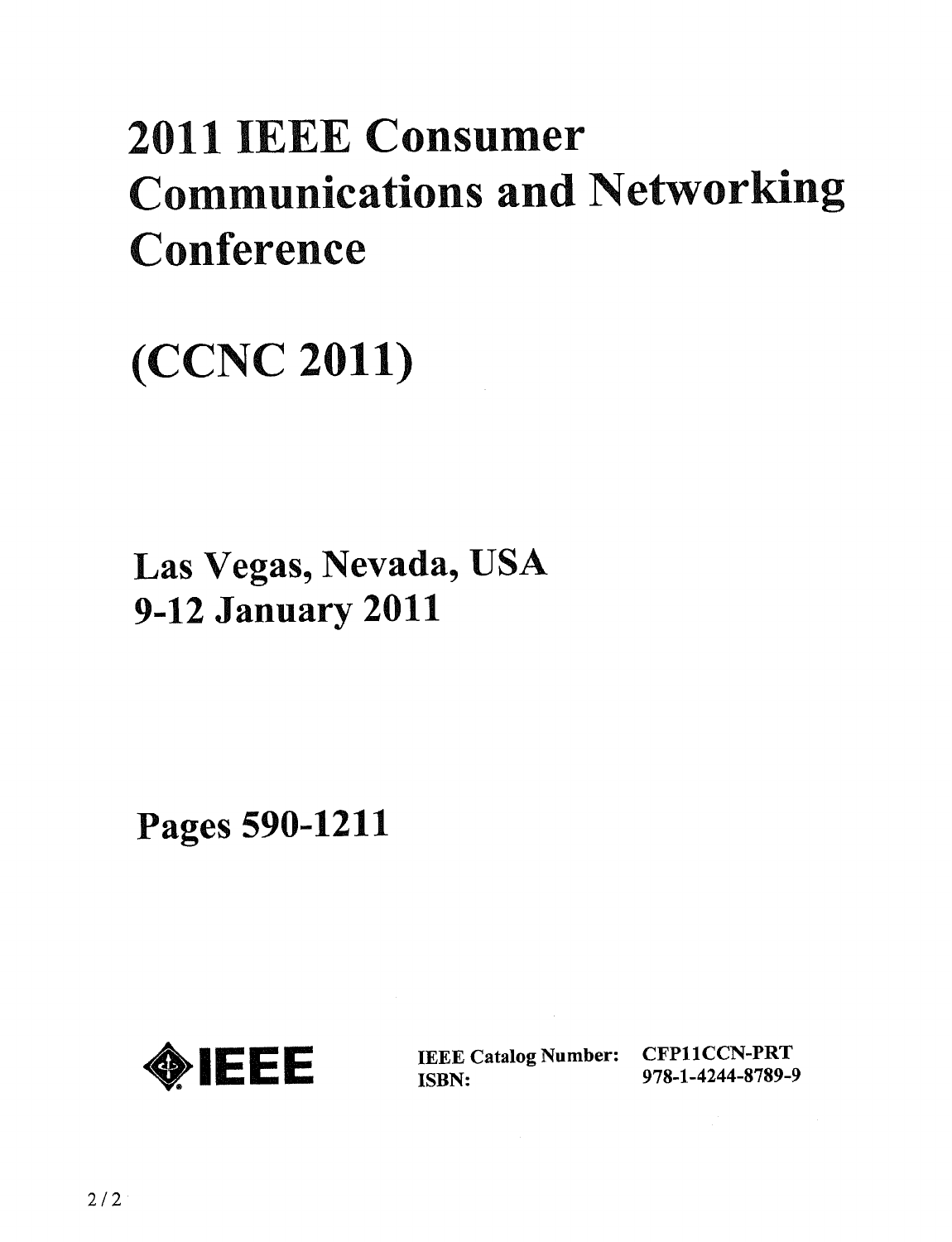# 2011 IEEE Consumer Communications and Networking Conference

# (CCNC 2011)

## Las Vegas, Nevada, USA
## 9-12 January 2011

## Pages 590-1211

IEEE

**IEEE Catalog Number:** CFP11CCN-PRT
**ISBN:** 978-1-4244-8789-9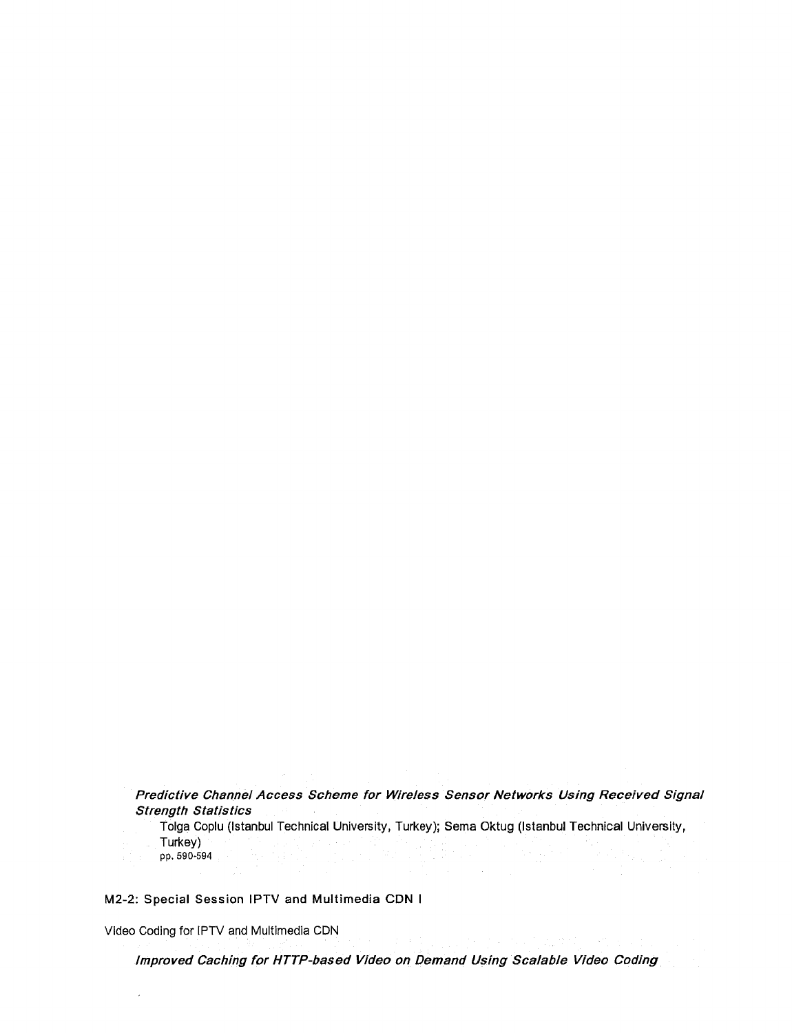***Predictive Channel Access Scheme for Wireless Sensor Networks Using Received Signal Strength Statistics***

Tolga Coplu (Istanbul Technical University, Turkey); Sema Oktug (Istanbul Technical University, Turkey)

pp. 590-594

## M2-2: Special Session IPTV and Multimedia CDN I

Video Coding for IPTV and Multimedia CDN

***Improved Caching for HTTP-based Video on Demand Using Scalable Video Coding***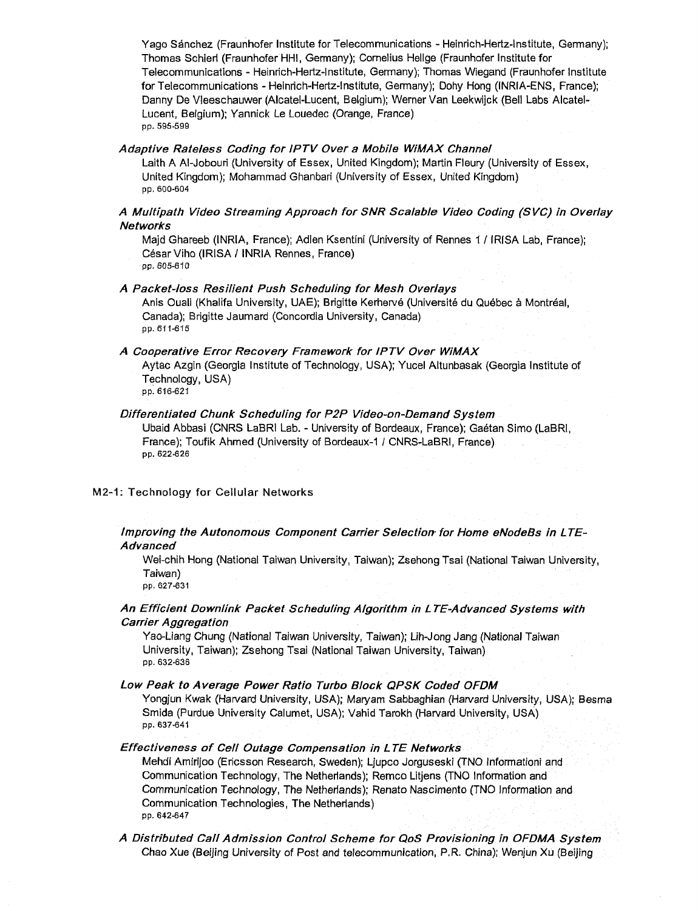Yago Sánchez (Fraunhofer Institute for Telecommunications - Heinrich-Hertz-Institute, Germany); Thomas Schierl (Fraunhofer HHI, Germany); Cornelius Hellge (Fraunhofer Institute for Telecommunications - Heinrich-Hertz-Institute, Germany); Thomas Wiegand (Fraunhofer Institute for Telecommunications - Heinrich-Hertz-Institute, Germany); Dohy Hong (INRIA-ENS, France); Danny De Vleeschauwer (Alcatel-Lucent, Belgium); Werner Van Leekwijck (Bell Labs Alcatel-Lucent, Belgium); Yannick Le Louedec (Orange, France)
pp. 595-599

*Adaptive Rateless Coding for IPTV Over a Mobile WiMAX Channel*
Laith A Al-Jobouri (University of Essex, United Kingdom); Martin Fleury (University of Essex, United Kingdom); Mohammad Ghanbari (University of Essex, United Kingdom)
pp. 600-604

*A Multipath Video Streaming Approach for SNR Scalable Video Coding (SVC) in Overlay Networks*
Majd Ghareeb (INRIA, France); Adlen Ksentini (University of Rennes 1 / IRISA Lab, France); César Viho (IRISA / INRIA Rennes, France)
pp. 605-610

*A Packet-loss Resilient Push Scheduling for Mesh Overlays*
Anis Ouali (Khalifa University, UAE); Brigitte Kerhervé (Université du Québec à Montréal, Canada); Brigitte Jaumard (Concordia University, Canada)
pp. 611-615

*A Cooperative Error Recovery Framework for IPTV Over WiMAX*
Aytac Azgin (Georgia Institute of Technology, USA); Yucel Altunbasak (Georgia Institute of Technology, USA)
pp. 616-621

*Differentiated Chunk Scheduling for P2P Video-on-Demand System*
Ubaid Abbasi (CNRS LaBRI Lab. - University of Bordeaux, France); Gaétan Simo (LaBRI, France); Toufik Ahmed (University of Bordeaux-1 / CNRS-LaBRI, France)
pp. 622-626

## M2-1: Technology for Cellular Networks

*Improving the Autonomous Component Carrier Selection for Home eNodeBs in LTE-Advanced*
Wei-chih Hong (National Taiwan University, Taiwan); Zsehong Tsai (National Taiwan University, Taiwan)
pp. 627-631

*An Efficient Downlink Packet Scheduling Algorithm in LTE-Advanced Systems with Carrier Aggregation*
Yao-Liang Chung (National Taiwan University, Taiwan); Lih-Jong Jang (National Taiwan University, Taiwan); Zsehong Tsai (National Taiwan University, Taiwan)
pp. 632-636

*Low Peak to Average Power Ratio Turbo Block QPSK Coded OFDM*
Yongjun Kwak (Harvard University, USA); Maryam Sabbaghian (Harvard University, USA); Besma Smida (Purdue University Calumet, USA); Vahid Tarokh (Harvard University, USA)
pp. 637-641

*Effectiveness of Cell Outage Compensation in LTE Networks*
Mehdi Amirijoo (Ericsson Research, Sweden); Ljupco Jorguseski (TNO Informationi and Communication Technology, The Netherlands); Remco Litjens (TNO Information and Communication Technology, The Netherlands); Renato Nascimento (TNO Information and Communication Technologies, The Netherlands)
pp. 642-647

*A Distributed Call Admission Control Scheme for QoS Provisioning in OFDMA System*
Chao Xue (Beijing University of Post and telecommunication, P.R. China); Wenjun Xu (Beijing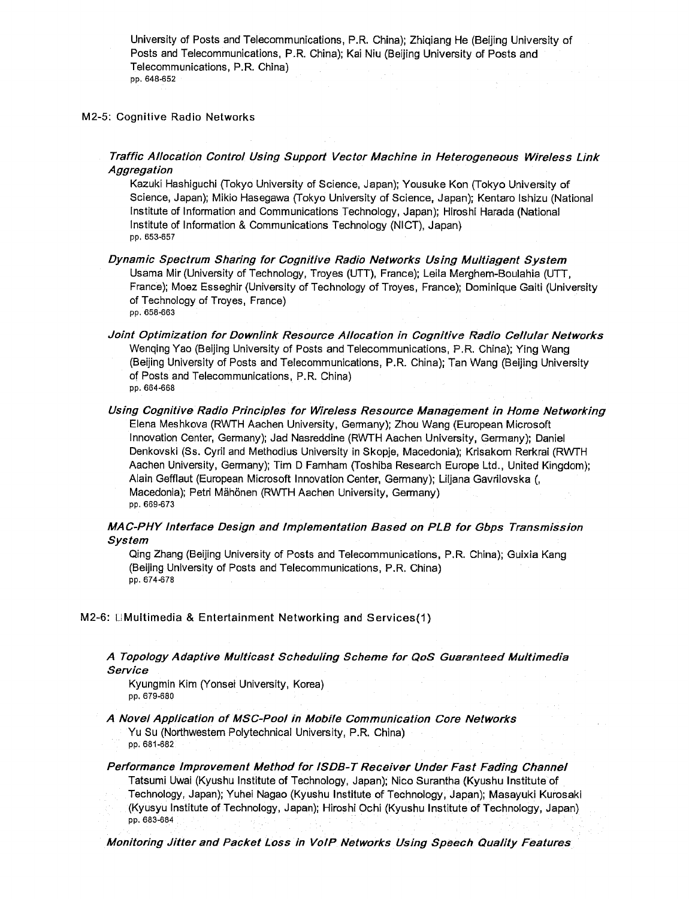University of Posts and Telecommunications, P.R. China); Zhiqiang He (Beijing University of Posts and Telecommunications, P.R. China); Kai Niu (Beijing University of Posts and Telecommunications, P.R. China)
pp. 648-652

## M2-5: Cognitive Radio Networks

***Traffic Allocation Control Using Support Vector Machine in Heterogeneous Wireless Link Aggregation***
Kazuki Hashiguchi (Tokyo University of Science, Japan); Yousuke Kon (Tokyo University of Science, Japan); Mikio Hasegawa (Tokyo University of Science, Japan); Kentaro Ishizu (National Institute of Information and Communications Technology, Japan); Hiroshi Harada (National Institute of Information & Communications Technology (NICT), Japan)
pp. 653-657

***Dynamic Spectrum Sharing for Cognitive Radio Networks Using Multiagent System***
Usama Mir (University of Technology, Troyes (UTT), France); Leila Merghem-Boulahia (UTT, France); Moez Esseghir (University of Technology of Troyes, France); Dominique Gaiti (University of Technology of Troyes, France)
pp. 658-663

***Joint Optimization for Downlink Resource Allocation in Cognitive Radio Cellular Networks***
Wenqing Yao (Beijing University of Posts and Telecommunications, P.R. China); Ying Wang (Beijing University of Posts and Telecommunications, P.R. China); Tan Wang (Beijing University of Posts and Telecommunications, P.R. China)
pp. 664-668

***Using Cognitive Radio Principles for Wireless Resource Management in Home Networking***
Elena Meshkova (RWTH Aachen University, Germany); Zhou Wang (European Microsoft Innovation Center, Germany); Jad Nasreddine (RWTH Aachen University, Germany); Daniel Denkovski (Ss. Cyril and Methodius University in Skopje, Macedonia); Krisakorn Rerkrai (RWTH Aachen University, Germany); Tim D Farnham (Toshiba Research Europe Ltd., United Kingdom); Alain Gefflaut (European Microsoft Innovation Center, Germany); Liljana Gavrilovska (, Macedonia); Petri Mähönen (RWTH Aachen University, Germany)
pp. 669-673

***MAC-PHY Interface Design and Implementation Based on PLB for Gbps Transmission System***
Qing Zhang (Beijing University of Posts and Telecommunications, P.R. China); Guixia Kang (Beijing University of Posts and Telecommunications, P.R. China)
pp. 674-678

## M2-6: Multimedia & Entertainment Networking and Services(1)

***A Topology Adaptive Multicast Scheduling Scheme for QoS Guaranteed Multimedia Service***
Kyungmin Kim (Yonsei University, Korea)
pp. 679-680

***A Novel Application of MSC-Pool in Mobile Communication Core Networks***
Yu Su (Northwestern Polytechnical University, P.R. China)
pp. 681-682

***Performance Improvement Method for ISDB-T Receiver Under Fast Fading Channel***
Tatsumi Uwai (Kyushu Institute of Technology, Japan); Nico Surantha (Kyushu Institute of Technology, Japan); Yuhei Nagao (Kyushu Institute of Technology, Japan); Masayuki Kurosaki (Kyusyu Institute of Technology, Japan); Hiroshi Ochi (Kyushu Institute of Technology, Japan)
pp. 683-684

***Monitoring Jitter and Packet Loss in VoIP Networks Using Speech Quality Features***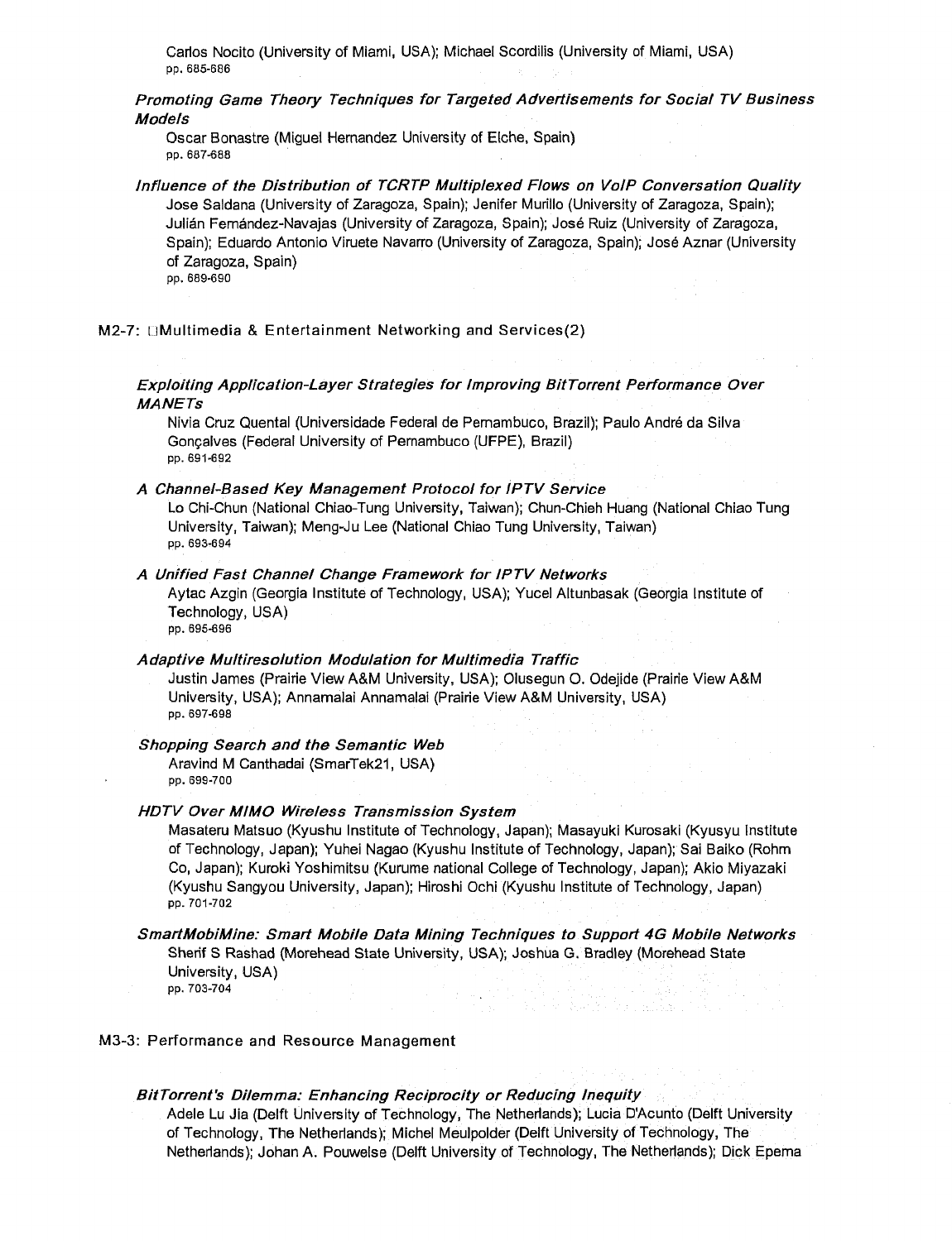Carlos Nocito (University of Miami, USA); Michael Scordilis (University of Miami, USA)
pp. 685-686

*Promoting Game Theory Techniques for Targeted Advertisements for Social TV Business Models*

Oscar Bonastre (Miguel Hernandez University of Elche, Spain)
pp. 687-688

*Influence of the Distribution of TCRTP Multiplexed Flows on VoIP Conversation Quality*

Jose Saldana (University of Zaragoza, Spain); Jenifer Murillo (University of Zaragoza, Spain); Julián Fernández-Navajas (University of Zaragoza, Spain); José Ruiz (University of Zaragoza, Spain); Eduardo Antonio Viruete Navarro (University of Zaragoza, Spain); José Aznar (University of Zaragoza, Spain)
pp. 689-690

## M2-7: □Multimedia & Entertainment Networking and Services(2)

*Exploiting Application-Layer Strategies for Improving BitTorrent Performance Over MANETs*

Nivia Cruz Quental (Universidade Federal de Pernambuco, Brazil); Paulo André da Silva Gonçalves (Federal University of Pernambuco (UFPE), Brazil)
pp. 691-692

*A Channel-Based Key Management Protocol for IPTV Service*

Lo Chi-Chun (National Chiao-Tung University, Taiwan); Chun-Chieh Huang (National Chiao Tung University, Taiwan); Meng-Ju Lee (National Chiao Tung University, Taiwan)
pp. 693-694

*A Unified Fast Channel Change Framework for IPTV Networks*

Aytac Azgin (Georgia Institute of Technology, USA); Yucel Altunbasak (Georgia Institute of Technology, USA)
pp. 695-696

*Adaptive Multiresolution Modulation for Multimedia Traffic*

Justin James (Prairie View A&M University, USA); Olusegun O. Odejide (Prairie View A&M University, USA); Annamalai Annamalai (Prairie View A&M University, USA)
pp. 697-698

*Shopping Search and the Semantic Web*

Aravind M Canthadai (SmarTek21, USA)
pp. 699-700

*HDTV Over MIMO Wireless Transmission System*

Masateru Matsuo (Kyushu Institute of Technology, Japan); Masayuki Kurosaki (Kyusyu Institute of Technology, Japan); Yuhei Nagao (Kyushu Institute of Technology, Japan); Sai Baiko (Rohm Co, Japan); Kuroki Yoshimitsu (Kurume national College of Technology, Japan); Akio Miyazaki (Kyushu Sangyou University, Japan); Hiroshi Ochi (Kyushu Institute of Technology, Japan)
pp. 701-702

*SmartMobiMine: Smart Mobile Data Mining Techniques to Support 4G Mobile Networks*

Sherif S Rashad (Morehead State University, USA); Joshua G. Bradley (Morehead State University, USA)
pp. 703-704

## M3-3: Performance and Resource Management

*BitTorrent's Dilemma: Enhancing Reciprocity or Reducing Inequity*

Adele Lu Jia (Delft University of Technology, The Netherlands); Lucia D'Acunto (Delft University of Technology, The Netherlands); Michel Meulpolder (Delft University of Technology, The Netherlands); Johan A. Pouwelse (Delft University of Technology, The Netherlands); Dick Epema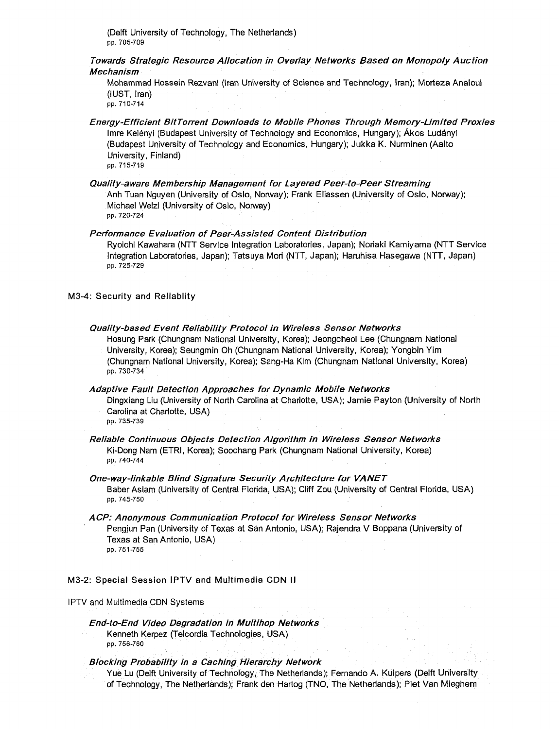(Delft University of Technology, The Netherlands)
pp. 705-709

*Towards Strategic Resource Allocation in Overlay Networks Based on Monopoly Auction Mechanism*
Mohammad Hossein Rezvani (Iran University of Science and Technology, Iran); Morteza Analoui (IUST, Iran)
pp. 710-714

*Energy-Efficient BitTorrent Downloads to Mobile Phones Through Memory-Limited Proxies*
Imre Kelényi (Budapest University of Technology and Economics, Hungary); Ákos Ludányi (Budapest University of Technology and Economics, Hungary); Jukka K. Nurminen (Aalto University, Finland)
pp. 715-719

*Quality-aware Membership Management for Layered Peer-to-Peer Streaming*
Anh Tuan Nguyen (University of Oslo, Norway); Frank Eliassen (University of Oslo, Norway); Michael Welzl (University of Oslo, Norway)
pp. 720-724

*Performance Evaluation of Peer-Assisted Content Distribution*
Ryoichi Kawahara (NTT Service Integration Laboratories, Japan); Noriaki Kamiyama (NTT Service Integration Laboratories, Japan); Tatsuya Mori (NTT, Japan); Haruhisa Hasegawa (NTT, Japan)
pp. 725-729

## M3-4: Security and Reliablity

*Quality-based Event Reliability Protocol in Wireless Sensor Networks*
Hosung Park (Chungnam National University, Korea); Jeongcheol Lee (Chungnam National University, Korea); Seungmin Oh (Chungnam National University, Korea); Yongbin Yim (Chungnam National University, Korea); Sang-Ha Kim (Chungnam National University, Korea)
pp. 730-734

*Adaptive Fault Detection Approaches for Dynamic Mobile Networks*
Dingxiang Liu (University of North Carolina at Charlotte, USA); Jamie Payton (University of North Carolina at Charlotte, USA)
pp. 735-739

*Reliable Continuous Objects Detection Algorithm in Wireless Sensor Networks*
Ki-Dong Nam (ETRI, Korea); Soochang Park (Chungnam National University, Korea)
pp. 740-744

*One-way-linkable Blind Signature Security Architecture for VANET*
Baber Aslam (University of Central Florida, USA); Cliff Zou (University of Central Florida, USA)
pp. 745-750

*ACP: Anonymous Communication Protocol for Wireless Sensor Networks*
Pengjun Pan (University of Texas at San Antonio, USA); Rajendra V Boppana (University of Texas at San Antonio, USA)
pp. 751-755

## M3-2: Special Session IPTV and Multimedia CDN II

IPTV and Multimedia CDN Systems

*End-to-End Video Degradation in Multihop Networks*
Kenneth Kerpez (Telcordia Technologies, USA)
pp. 756-760

*Blocking Probability in a Caching Hierarchy Network*
Yue Lu (Delft University of Technology, The Netherlands); Fernando A. Kuipers (Delft University of Technology, The Netherlands); Frank den Hartog (TNO, The Netherlands); Piet Van Mieghem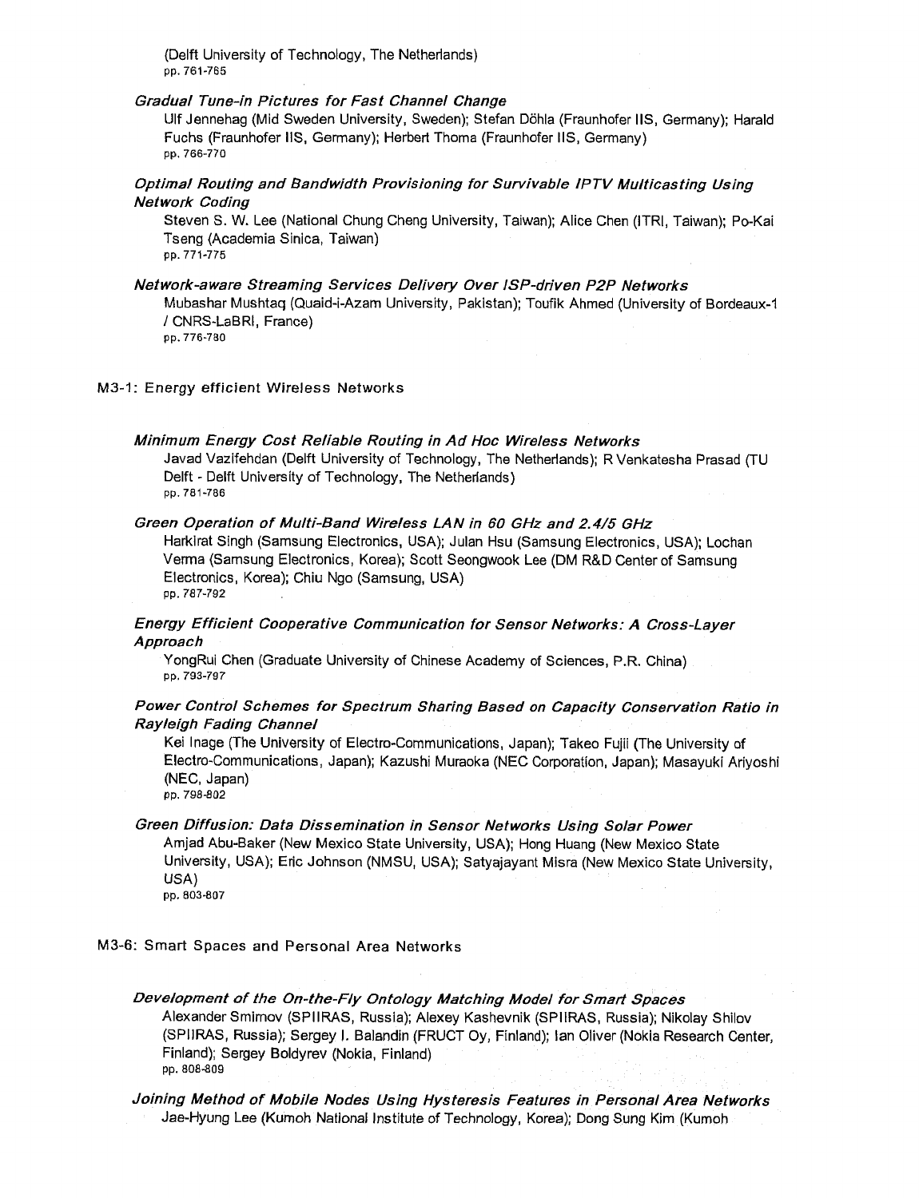(Delft University of Technology, The Netherlands)
pp. 761-765

*Gradual Tune-in Pictures for Fast Channel Change*
Ulf Jennehag (Mid Sweden University, Sweden); Stefan Döhla (Fraunhofer IIS, Germany); Harald Fuchs (Fraunhofer IIS, Germany); Herbert Thoma (Fraunhofer IIS, Germany)
pp. 766-770

*Optimal Routing and Bandwidth Provisioning for Survivable IPTV Multicasting Using Network Coding*
Steven S. W. Lee (National Chung Cheng University, Taiwan); Alice Chen (ITRI, Taiwan); Po-Kai Tseng (Academia Sinica, Taiwan)
pp. 771-775

*Network-aware Streaming Services Delivery Over ISP-driven P2P Networks*
Mubashar Mushtaq (Quaid-i-Azam University, Pakistan); Toufik Ahmed (University of Bordeaux-1 / CNRS-LaBRI, France)
pp. 776-780

## M3-1: Energy efficient Wireless Networks

*Minimum Energy Cost Reliable Routing in Ad Hoc Wireless Networks*
Javad Vazifehdan (Delft University of Technology, The Netherlands); R Venkatesha Prasad (TU Delft - Delft University of Technology, The Netherlands)
pp. 781-786

*Green Operation of Multi-Band Wireless LAN in 60 GHz and 2.4/5 GHz*
Harkirat Singh (Samsung Electronics, USA); Julan Hsu (Samsung Electronics, USA); Lochan Verma (Samsung Electronics, Korea); Scott Seongwook Lee (DM R&D Center of Samsung Electronics, Korea); Chiu Ngo (Samsung, USA)
pp. 787-792

*Energy Efficient Cooperative Communication for Sensor Networks: A Cross-Layer Approach*
YongRui Chen (Graduate University of Chinese Academy of Sciences, P.R. China)
pp. 793-797

*Power Control Schemes for Spectrum Sharing Based on Capacity Conservation Ratio in Rayleigh Fading Channel*
Kei Inage (The University of Electro-Communications, Japan); Takeo Fujii (The University of Electro-Communications, Japan); Kazushi Muraoka (NEC Corporation, Japan); Masayuki Ariyoshi (NEC, Japan)
pp. 798-802

*Green Diffusion: Data Dissemination in Sensor Networks Using Solar Power*
Amjad Abu-Baker (New Mexico State University, USA); Hong Huang (New Mexico State University, USA); Eric Johnson (NMSU, USA); Satyajayant Misra (New Mexico State University, USA)
pp. 803-807

## M3-6: Smart Spaces and Personal Area Networks

*Development of the On-the-Fly Ontology Matching Model for Smart Spaces*
Alexander Smirnov (SPIIRAS, Russia); Alexey Kashevnik (SPIIRAS, Russia); Nikolay Shilov (SPIIRAS, Russia); Sergey I. Balandin (FRUCT Oy, Finland); Ian Oliver (Nokia Research Center, Finland); Sergey Boldyrev (Nokia, Finland)
pp. 808-809

*Joining Method of Mobile Nodes Using Hysteresis Features in Personal Area Networks*
Jae-Hyung Lee (Kumoh National Institute of Technology, Korea); Dong Sung Kim (Kumoh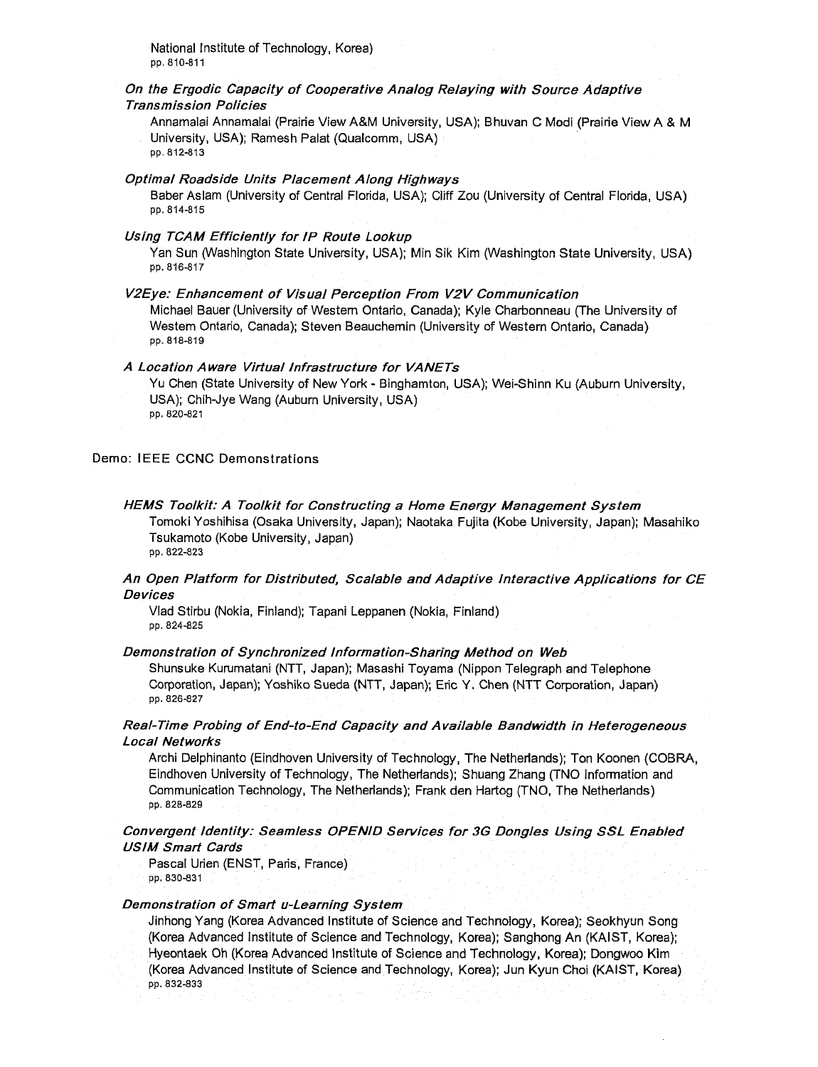National Institute of Technology, Korea)
pp. 810-811

*On the Ergodic Capacity of Cooperative Analog Relaying with Source Adaptive Transmission Policies*

Annamalai Annamalai (Prairie View A&M University, USA); Bhuvan C Modi (Prairie View A & M University, USA); Ramesh Palat (Qualcomm, USA)
pp. 812-813

*Optimal Roadside Units Placement Along Highways*

Baber Aslam (University of Central Florida, USA); Cliff Zou (University of Central Florida, USA)
pp. 814-815

*Using TCAM Efficiently for IP Route Lookup*

Yan Sun (Washington State University, USA); Min Sik Kim (Washington State University, USA)
pp. 816-817

*V2Eye: Enhancement of Visual Perception From V2V Communication*

Michael Bauer (University of Western Ontario, Canada); Kyle Charbonneau (The University of Western Ontario, Canada); Steven Beauchemin (University of Western Ontario, Canada)
pp. 818-819

*A Location Aware Virtual Infrastructure for VANETs*

Yu Chen (State University of New York - Binghamton, USA); Wei-Shinn Ku (Auburn University, USA); Chih-Jye Wang (Auburn University, USA)
pp. 820-821

## Demo: IEEE CCNC Demonstrations

*HEMS Toolkit: A Toolkit for Constructing a Home Energy Management System*

Tomoki Yoshihisa (Osaka University, Japan); Naotaka Fujita (Kobe University, Japan); Masahiko Tsukamoto (Kobe University, Japan)
pp. 822-823

*An Open Platform for Distributed, Scalable and Adaptive Interactive Applications for CE Devices*

Vlad Stirbu (Nokia, Finland); Tapani Leppanen (Nokia, Finland)
pp. 824-825

*Demonstration of Synchronized Information-Sharing Method on Web*

Shunsuke Kurumatani (NTT, Japan); Masashi Toyama (Nippon Telegraph and Telephone Corporation, Japan); Yoshiko Sueda (NTT, Japan); Eric Y. Chen (NTT Corporation, Japan)
pp. 826-827

*Real-Time Probing of End-to-End Capacity and Available Bandwidth in Heterogeneous Local Networks*

Archi Delphinanto (Eindhoven University of Technology, The Netherlands); Ton Koonen (COBRA, Eindhoven University of Technology, The Netherlands); Shuang Zhang (TNO Information and Communication Technology, The Netherlands); Frank den Hartog (TNO, The Netherlands)
pp. 828-829

*Convergent Identity: Seamless OPENID Services for 3G Dongles Using SSL Enabled USIM Smart Cards*

Pascal Urien (ENST, Paris, France)
pp. 830-831

*Demonstration of Smart u-Learning System*

Jinhong Yang (Korea Advanced Institute of Science and Technology, Korea); Seokhyun Song (Korea Advanced Institute of Science and Technology, Korea); Sanghong An (KAIST, Korea); Hyeontaek Oh (Korea Advanced Institute of Science and Technology, Korea); Dongwoo Kim (Korea Advanced Institute of Science and Technology, Korea); Jun Kyun Choi (KAIST, Korea)
pp. 832-833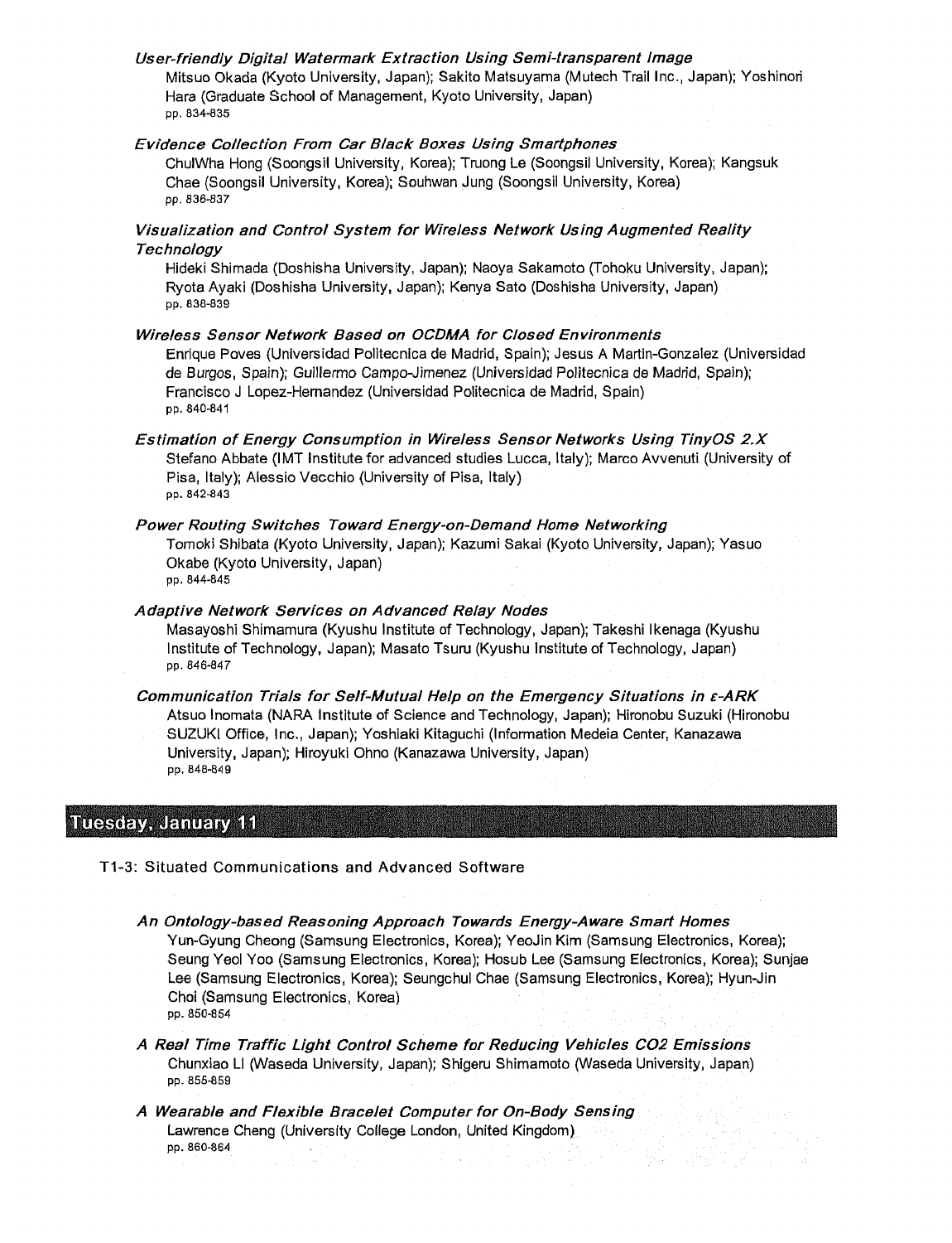*User-friendly Digital Watermark Extraction Using Semi-transparent Image*
Mitsuo Okada (Kyoto University, Japan); Sakito Matsuyama (Mutech Trail Inc., Japan); Yoshinori Hara (Graduate School of Management, Kyoto University, Japan)
pp. 834-835

*Evidence Collection From Car Black Boxes Using Smartphones*
ChulWha Hong (Soongsil University, Korea); Truong Le (Soongsil University, Korea); Kangsuk Chae (Soongsil University, Korea); Souhwan Jung (Soongsil University, Korea)
pp. 836-837

*Visualization and Control System for Wireless Network Using Augmented Reality Technology*
Hideki Shimada (Doshisha University, Japan); Naoya Sakamoto (Tohoku University, Japan); Ryota Ayaki (Doshisha University, Japan); Kenya Sato (Doshisha University, Japan)
pp. 838-839

*Wireless Sensor Network Based on OCDMA for Closed Environments*
Enrique Poves (Universidad Politecnica de Madrid, Spain); Jesus A Martin-Gonzalez (Universidad de Burgos, Spain); Guillermo Campo-Jimenez (Universidad Politecnica de Madrid, Spain); Francisco J Lopez-Hernandez (Universidad Politecnica de Madrid, Spain)
pp. 840-841

*Estimation of Energy Consumption in Wireless Sensor Networks Using TinyOS 2.X*
Stefano Abbate (IMT Institute for advanced studies Lucca, Italy); Marco Avvenuti (University of Pisa, Italy); Alessio Vecchio (University of Pisa, Italy)
pp. 842-843

*Power Routing Switches Toward Energy-on-Demand Home Networking*
Tomoki Shibata (Kyoto University, Japan); Kazumi Sakai (Kyoto University, Japan); Yasuo Okabe (Kyoto University, Japan)
pp. 844-845

*Adaptive Network Services on Advanced Relay Nodes*
Masayoshi Shimamura (Kyushu Institute of Technology, Japan); Takeshi Ikenaga (Kyushu Institute of Technology, Japan); Masato Tsuru (Kyushu Institute of Technology, Japan)
pp. 846-847

*Communication Trials for Self-Mutual Help on the Emergency Situations in ε-ARK*
Atsuo Inomata (NARA Institute of Science and Technology, Japan); Hironobu Suzuki (Hironobu SUZUKI Office, Inc., Japan); Yoshiaki Kitaguchi (Information Medeia Center, Kanazawa University, Japan); Hiroyuki Ohno (Kanazawa University, Japan)
pp. 848-849

## Tuesday, January 11

### T1-3: Situated Communications and Advanced Software

*An Ontology-based Reasoning Approach Towards Energy-Aware Smart Homes*
Yun-Gyung Cheong (Samsung Electronics, Korea); YeoJin Kim (Samsung Electronics, Korea); Seung Yeol Yoo (Samsung Electronics, Korea); Hosub Lee (Samsung Electronics, Korea); Sunjae Lee (Samsung Electronics, Korea); Seungchul Chae (Samsung Electronics, Korea); Hyun-Jin Choi (Samsung Electronics, Korea)
pp. 850-854

*A Real Time Traffic Light Control Scheme for Reducing Vehicles CO2 Emissions*
Chunxiao LI (Waseda University, Japan); Shigeru Shimamoto (Waseda University, Japan)
pp. 855-859

*A Wearable and Flexible Bracelet Computer for On-Body Sensing*
Lawrence Cheng (University College London, United Kingdom)
pp. 860-864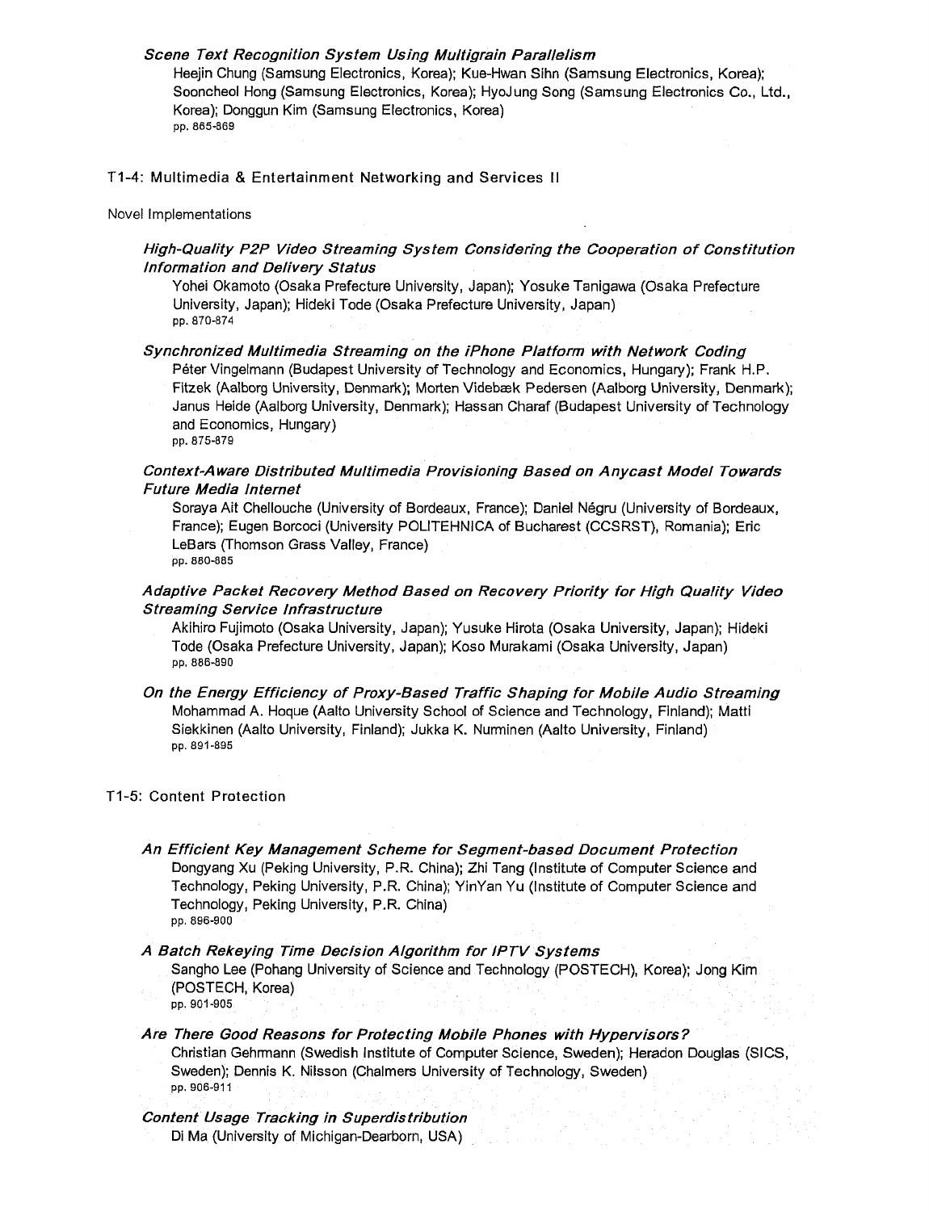*Scene Text Recognition System Using Multigrain Parallelism*

Heejin Chung (Samsung Electronics, Korea); Kue-Hwan Sihn (Samsung Electronics, Korea); Sooncheol Hong (Samsung Electronics, Korea); HyoJung Song (Samsung Electronics Co., Ltd., Korea); Donggun Kim (Samsung Electronics, Korea)
pp. 865-869

## T1-4: Multimedia & Entertainment Networking and Services II

Novel Implementations

*High-Quality P2P Video Streaming System Considering the Cooperation of Constitution Information and Delivery Status*

Yohei Okamoto (Osaka Prefecture University, Japan); Yosuke Tanigawa (Osaka Prefecture University, Japan); Hideki Tode (Osaka Prefecture University, Japan)
pp. 870-874

*Synchronized Multimedia Streaming on the iPhone Platform with Network Coding*

Péter Vingelmann (Budapest University of Technology and Economics, Hungary); Frank H.P. Fitzek (Aalborg University, Denmark); Morten Videbæk Pedersen (Aalborg University, Denmark); Janus Heide (Aalborg University, Denmark); Hassan Charaf (Budapest University of Technology and Economics, Hungary)
pp. 875-879

*Context-Aware Distributed Multimedia Provisioning Based on Anycast Model Towards Future Media Internet*

Soraya Ait Chellouche (University of Bordeaux, France); Daniel Négru (University of Bordeaux, France); Eugen Borcoci (University POLITEHNICA of Bucharest (CCSRST), Romania); Eric LeBars (Thomson Grass Valley, France)
pp. 880-885

*Adaptive Packet Recovery Method Based on Recovery Priority for High Quality Video Streaming Service Infrastructure*

Akihiro Fujimoto (Osaka University, Japan); Yusuke Hirota (Osaka University, Japan); Hideki Tode (Osaka Prefecture University, Japan); Koso Murakami (Osaka University, Japan)
pp. 886-890

*On the Energy Efficiency of Proxy-Based Traffic Shaping for Mobile Audio Streaming*

Mohammad A. Hoque (Aalto University School of Science and Technology, Finland); Matti Siekkinen (Aalto University, Finland); Jukka K. Nurminen (Aalto University, Finland)
pp. 891-895

## T1-5: Content Protection

*An Efficient Key Management Scheme for Segment-based Document Protection*

Dongyang Xu (Peking University, P.R. China); Zhi Tang (Institute of Computer Science and Technology, Peking University, P.R. China); YinYan Yu (Institute of Computer Science and Technology, Peking University, P.R. China)
pp. 896-900

*A Batch Rekeying Time Decision Algorithm for IPTV Systems*

Sangho Lee (Pohang University of Science and Technology (POSTECH), Korea); Jong Kim (POSTECH, Korea)
pp. 901-905

*Are There Good Reasons for Protecting Mobile Phones with Hypervisors?*

Christian Gehrmann (Swedish Institute of Computer Science, Sweden); Heradon Douglas (SICS, Sweden); Dennis K. Nilsson (Chalmers University of Technology, Sweden)
pp. 906-911

*Content Usage Tracking in Superdistribution*

Di Ma (University of Michigan-Dearborn, USA)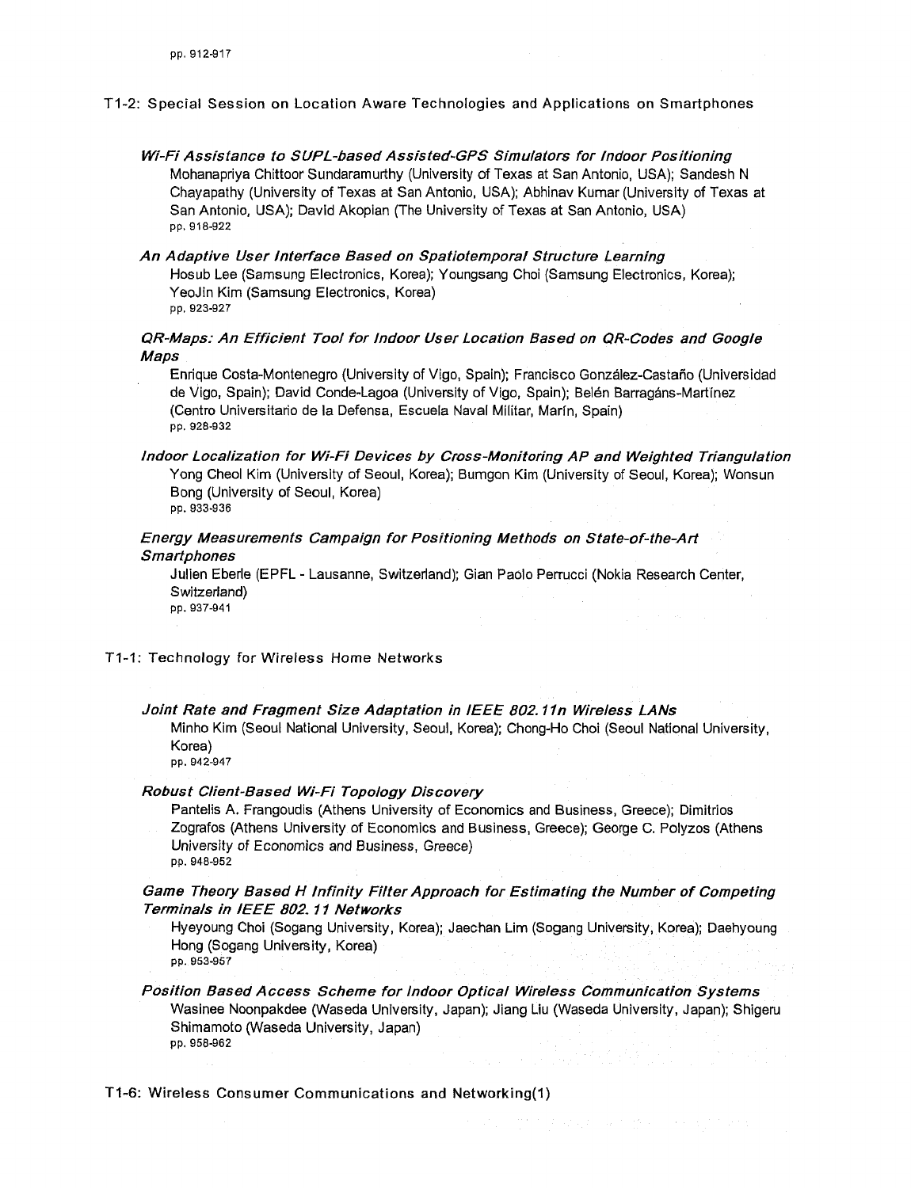pp. 912-917

## T1-2: Special Session on Location Aware Technologies and Applications on Smartphones

***Wi-Fi Assistance to SUPL-based Assisted-GPS Simulators for Indoor Positioning***
Mohanapriya Chittoor Sundaramurthy (University of Texas at San Antonio, USA); Sandesh N Chayapathy (University of Texas at San Antonio, USA); Abhinav Kumar (University of Texas at San Antonio, USA); David Akopian (The University of Texas at San Antonio, USA)
pp. 918-922

***An Adaptive User Interface Based on Spatiotemporal Structure Learning***
Hosub Lee (Samsung Electronics, Korea); Youngsang Choi (Samsung Electronics, Korea); YeoJin Kim (Samsung Electronics, Korea)
pp. 923-927

***QR-Maps: An Efficient Tool for Indoor User Location Based on QR-Codes and Google Maps***
Enrique Costa-Montenegro (University of Vigo, Spain); Francisco González-Castaño (Universidad de Vigo, Spain); David Conde-Lagoa (University of Vigo, Spain); Belén Barragáns-Martínez (Centro Universitario de la Defensa, Escuela Naval Militar, Marín, Spain)
pp. 928-932

***Indoor Localization for Wi-Fi Devices by Cross-Monitoring AP and Weighted Triangulation***
Yong Cheol Kim (University of Seoul, Korea); Bumgon Kim (University of Seoul, Korea); Wonsun Bong (University of Seoul, Korea)
pp. 933-936

***Energy Measurements Campaign for Positioning Methods on State-of-the-Art Smartphones***
Julien Eberle (EPFL - Lausanne, Switzerland); Gian Paolo Perrucci (Nokia Research Center, Switzerland)
pp. 937-941

## T1-1: Technology for Wireless Home Networks

***Joint Rate and Fragment Size Adaptation in IEEE 802.11n Wireless LANs***
Minho Kim (Seoul National University, Seoul, Korea); Chong-Ho Choi (Seoul National University, Korea)
pp. 942-947

***Robust Client-Based Wi-Fi Topology Discovery***
Pantelis A. Frangoudis (Athens University of Economics and Business, Greece); Dimitrios Zografos (Athens University of Economics and Business, Greece); George C. Polyzos (Athens University of Economics and Business, Greece)
pp. 948-952

***Game Theory Based H Infinity Filter Approach for Estimating the Number of Competing Terminals in IEEE 802.11 Networks***
Hyeyoung Choi (Sogang University, Korea); Jaechan Lim (Sogang University, Korea); Daehyoung Hong (Sogang University, Korea)
pp. 953-957

***Position Based Access Scheme for Indoor Optical Wireless Communication Systems***
Wasinee Noonpakdee (Waseda University, Japan); Jiang Liu (Waseda University, Japan); Shigeru Shimamoto (Waseda University, Japan)
pp. 958-962

## T1-6: Wireless Consumer Communications and Networking(1)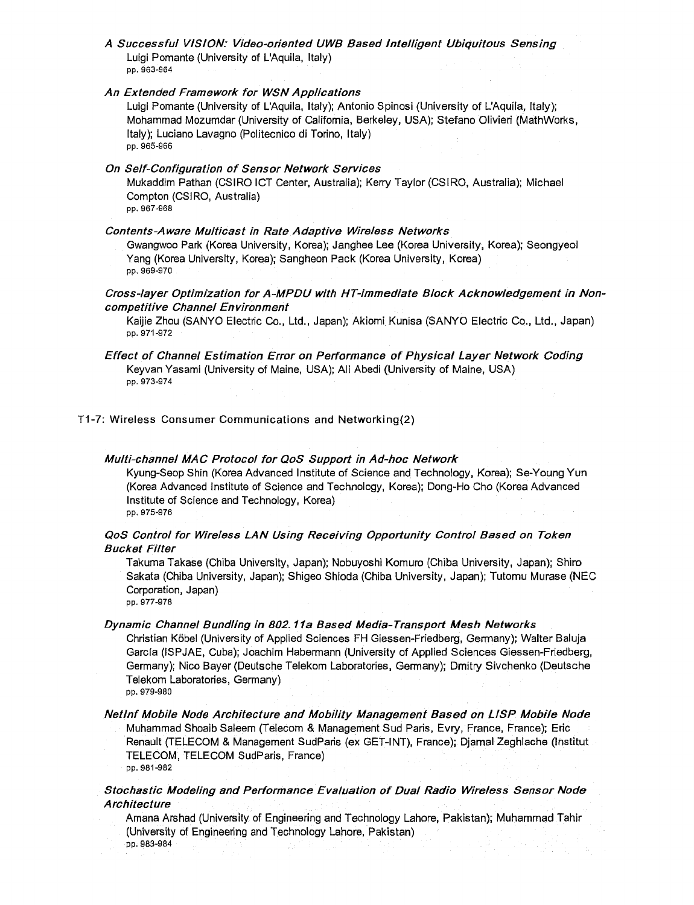*A Successful VISION: Video-oriented UWB Based Intelligent Ubiquitous Sensing*
Luigi Pomante (University of L'Aquila, Italy)
pp. 963-964

*An Extended Framework for WSN Applications*
Luigi Pomante (University of L'Aquila, Italy); Antonio Spinosi (University of L'Aquila, Italy); Mohammad Mozumdar (University of California, Berkeley, USA); Stefano Olivieri (MathWorks, Italy); Luciano Lavagno (Politecnico di Torino, Italy)
pp. 965-966

*On Self-Configuration of Sensor Network Services*
Mukaddim Pathan (CSIRO ICT Center, Australia); Kerry Taylor (CSIRO, Australia); Michael Compton (CSIRO, Australia)
pp. 967-968

*Contents-Aware Multicast in Rate Adaptive Wireless Networks*
Gwangwoo Park (Korea University, Korea); Janghee Lee (Korea University, Korea); Seongyeol Yang (Korea University, Korea); Sangheon Pack (Korea University, Korea)
pp. 969-970

*Cross-layer Optimization for A-MPDU with HT-Immediate Block Acknowledgement in Non-competitive Channel Environment*
Kaijie Zhou (SANYO Electric Co., Ltd., Japan); Akiomi Kunisa (SANYO Electric Co., Ltd., Japan)
pp. 971-972

*Effect of Channel Estimation Error on Performance of Physical Layer Network Coding*
Keyvan Yasami (University of Maine, USA); Ali Abedi (University of Maine, USA)
pp. 973-974

## T1-7: Wireless Consumer Communications and Networking(2)

*Multi-channel MAC Protocol for QoS Support in Ad-hoc Network*
Kyung-Seop Shin (Korea Advanced Institute of Science and Technology, Korea); Se-Young Yun (Korea Advanced Institute of Science and Technology, Korea); Dong-Ho Cho (Korea Advanced Institute of Science and Technology, Korea)
pp. 975-976

*QoS Control for Wireless LAN Using Receiving Opportunity Control Based on Token Bucket Filter*
Takuma Takase (Chiba University, Japan); Nobuyoshi Komuro (Chiba University, Japan); Shiro Sakata (Chiba University, Japan); Shigeo Shioda (Chiba University, Japan); Tutomu Murase (NEC Corporation, Japan)
pp. 977-978

*Dynamic Channel Bundling in 802.11a Based Media-Transport Mesh Networks*
Christian Köbel (University of Applied Sciences FH Giessen-Friedberg, Germany); Walter Baluja García (ISPJAE, Cuba); Joachim Habermann (University of Applied Sciences Giessen-Friedberg, Germany); Nico Bayer (Deutsche Telekom Laboratories, Germany); Dmitry Sivchenko (Deutsche Telekom Laboratories, Germany)
pp. 979-980

*NetInf Mobile Node Architecture and Mobility Management Based on LISP Mobile Node*
Muhammad Shoaib Saleem (Telecom & Management Sud Paris, Evry, France, France); Eric Renault (TELECOM & Management SudParis (ex GET-INT), France); Djamal Zeghlache (Institut TELECOM, TELECOM SudParis, France)
pp. 981-982

*Stochastic Modeling and Performance Evaluation of Dual Radio Wireless Sensor Node Architecture*
Amana Arshad (University of Engineering and Technology Lahore, Pakistan); Muhammad Tahir (University of Engineering and Technology Lahore, Pakistan)
pp. 983-984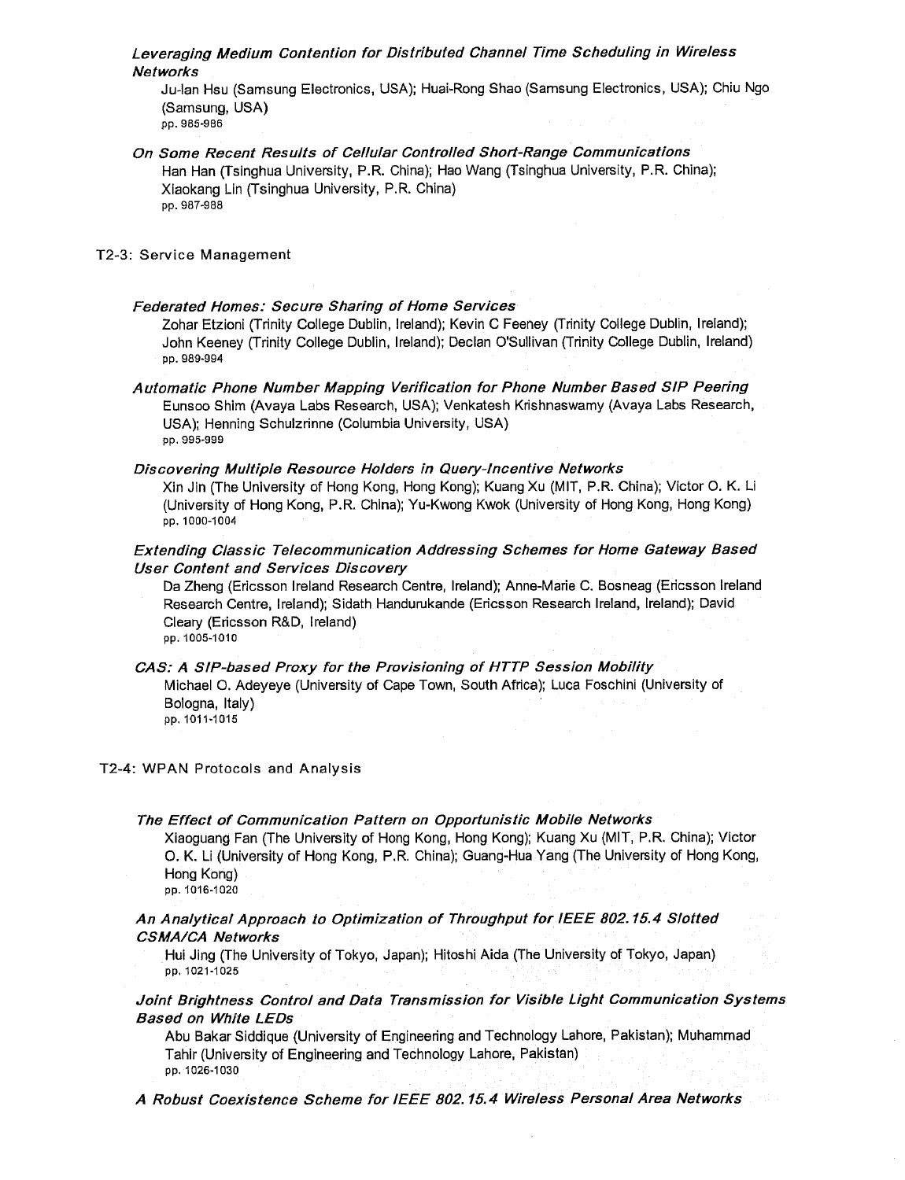*Leveraging Medium Contention for Distributed Channel Time Scheduling in Wireless Networks*

Ju-lan Hsu (Samsung Electronics, USA); Huai-Rong Shao (Samsung Electronics, USA); Chiu Ngo (Samsung, USA)
pp. 985-986

*On Some Recent Results of Cellular Controlled Short-Range Communications*

Han Han (Tsinghua University, P.R. China); Hao Wang (Tsinghua University, P.R. China); Xiaokang Lin (Tsinghua University, P.R. China)
pp. 987-988

## T2-3: Service Management

*Federated Homes: Secure Sharing of Home Services*

Zohar Etzioni (Trinity College Dublin, Ireland); Kevin C Feeney (Trinity College Dublin, Ireland); John Keeney (Trinity College Dublin, Ireland); Declan O'Sullivan (Trinity College Dublin, Ireland)
pp. 989-994

*Automatic Phone Number Mapping Verification for Phone Number Based SIP Peering*

Eunsoo Shim (Avaya Labs Research, USA); Venkatesh Krishnaswamy (Avaya Labs Research, USA); Henning Schulzrinne (Columbia University, USA)
pp. 995-999

*Discovering Multiple Resource Holders in Query-Incentive Networks*

Xin Jin (The University of Hong Kong, Hong Kong); Kuang Xu (MIT, P.R. China); Victor O. K. Li (University of Hong Kong, P.R. China); Yu-Kwong Kwok (University of Hong Kong, Hong Kong)
pp. 1000-1004

*Extending Classic Telecommunication Addressing Schemes for Home Gateway Based User Content and Services Discovery*

Da Zheng (Ericsson Ireland Research Centre, Ireland); Anne-Marie C. Bosneag (Ericsson Ireland Research Centre, Ireland); Sidath Handurukande (Ericsson Research Ireland, Ireland); David Cleary (Ericsson R&D, Ireland)
pp. 1005-1010

*CAS: A SIP-based Proxy for the Provisioning of HTTP Session Mobility*

Michael O. Adeyeye (University of Cape Town, South Africa); Luca Foschini (University of Bologna, Italy)
pp. 1011-1015

## T2-4: WPAN Protocols and Analysis

*The Effect of Communication Pattern on Opportunistic Mobile Networks*

Xiaoguang Fan (The University of Hong Kong, Hong Kong); Kuang Xu (MIT, P.R. China); Victor O. K. Li (University of Hong Kong, P.R. China); Guang-Hua Yang (The University of Hong Kong, Hong Kong)
pp. 1016-1020

*An Analytical Approach to Optimization of Throughput for IEEE 802.15.4 Slotted CSMA/CA Networks*

Hui Jing (The University of Tokyo, Japan); Hitoshi Aida (The University of Tokyo, Japan)
pp. 1021-1025

*Joint Brightness Control and Data Transmission for Visible Light Communication Systems Based on White LEDs*

Abu Bakar Siddique (University of Engineering and Technology Lahore, Pakistan); Muhammad Tahir (University of Engineering and Technology Lahore, Pakistan)
pp. 1026-1030

*A Robust Coexistence Scheme for IEEE 802.15.4 Wireless Personal Area Networks*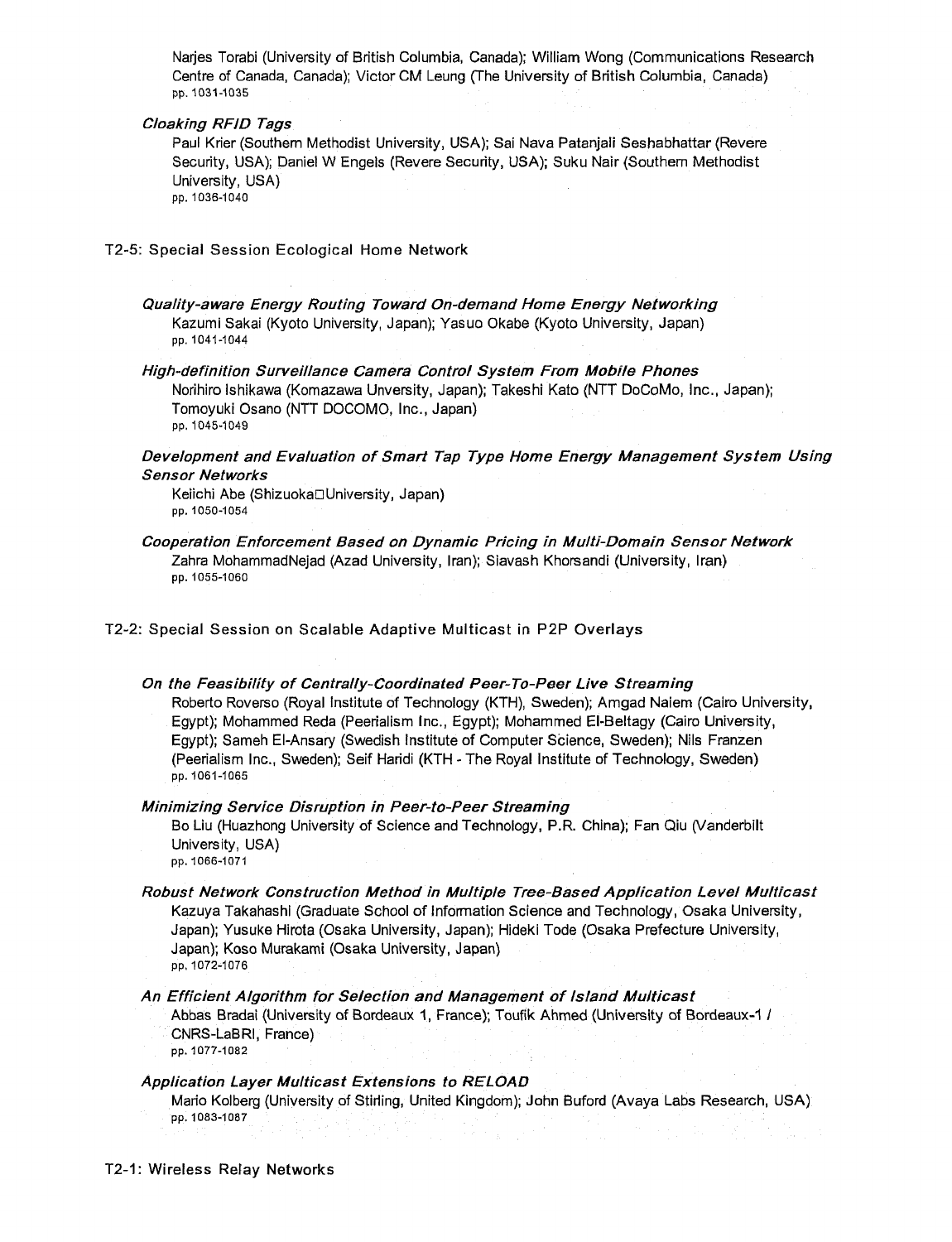Narjes Torabi (University of British Columbia, Canada); William Wong (Communications Research Centre of Canada, Canada); Victor CM Leung (The University of British Columbia, Canada)
pp. 1031-1035

***Cloaking RFID Tags***
Paul Krier (Southern Methodist University, USA); Sai Nava Patanjali Seshabhattar (Revere Security, USA); Daniel W Engels (Revere Security, USA); Suku Nair (Southern Methodist University, USA)
pp. 1036-1040

## T2-5: Special Session Ecological Home Network

***Quality-aware Energy Routing Toward On-demand Home Energy Networking***
Kazumi Sakai (Kyoto University, Japan); Yasuo Okabe (Kyoto University, Japan)
pp. 1041-1044

***High-definition Surveillance Camera Control System From Mobile Phones***
Norihiro Ishikawa (Komazawa Unversity, Japan); Takeshi Kato (NTT DoCoMo, Inc., Japan); Tomoyuki Osano (NTT DOCOMO, Inc., Japan)
pp. 1045-1049

***Development and Evaluation of Smart Tap Type Home Energy Management System Using Sensor Networks***
Keiichi Abe (Shizuoka□University, Japan)
pp. 1050-1054

***Cooperation Enforcement Based on Dynamic Pricing in Multi-Domain Sensor Network***
Zahra MohammadNejad (Azad University, Iran); Siavash Khorsandi (University, Iran)
pp. 1055-1060

## T2-2: Special Session on Scalable Adaptive Multicast in P2P Overlays

***On the Feasibility of Centrally-Coordinated Peer-To-Peer Live Streaming***
Roberto Roverso (Royal Institute of Technology (KTH), Sweden); Amgad Naiem (Cairo University, Egypt); Mohammed Reda (Peerialism Inc., Egypt); Mohammed El-Beltagy (Cairo University, Egypt); Sameh El-Ansary (Swedish Institute of Computer Science, Sweden); Nils Franzen (Peerialism Inc., Sweden); Seif Haridi (KTH - The Royal Institute of Technology, Sweden)
pp. 1061-1065

***Minimizing Service Disruption in Peer-to-Peer Streaming***
Bo Liu (Huazhong University of Science and Technology, P.R. China); Fan Qiu (Vanderbilt University, USA)
pp. 1066-1071

***Robust Network Construction Method in Multiple Tree-Based Application Level Multicast***
Kazuya Takahashi (Graduate School of Information Science and Technology, Osaka University, Japan); Yusuke Hirota (Osaka University, Japan); Hideki Tode (Osaka Prefecture University, Japan); Koso Murakami (Osaka University, Japan)
pp. 1072-1076

***An Efficient Algorithm for Selection and Management of Island Multicast***
Abbas Bradai (University of Bordeaux 1, France); Toufik Ahmed (University of Bordeaux-1 / CNRS-LaBRI, France)
pp. 1077-1082

***Application Layer Multicast Extensions to RELOAD***
Mario Kolberg (University of Stirling, United Kingdom); John Buford (Avaya Labs Research, USA)
pp. 1083-1087

## T2-1: Wireless Relay Networks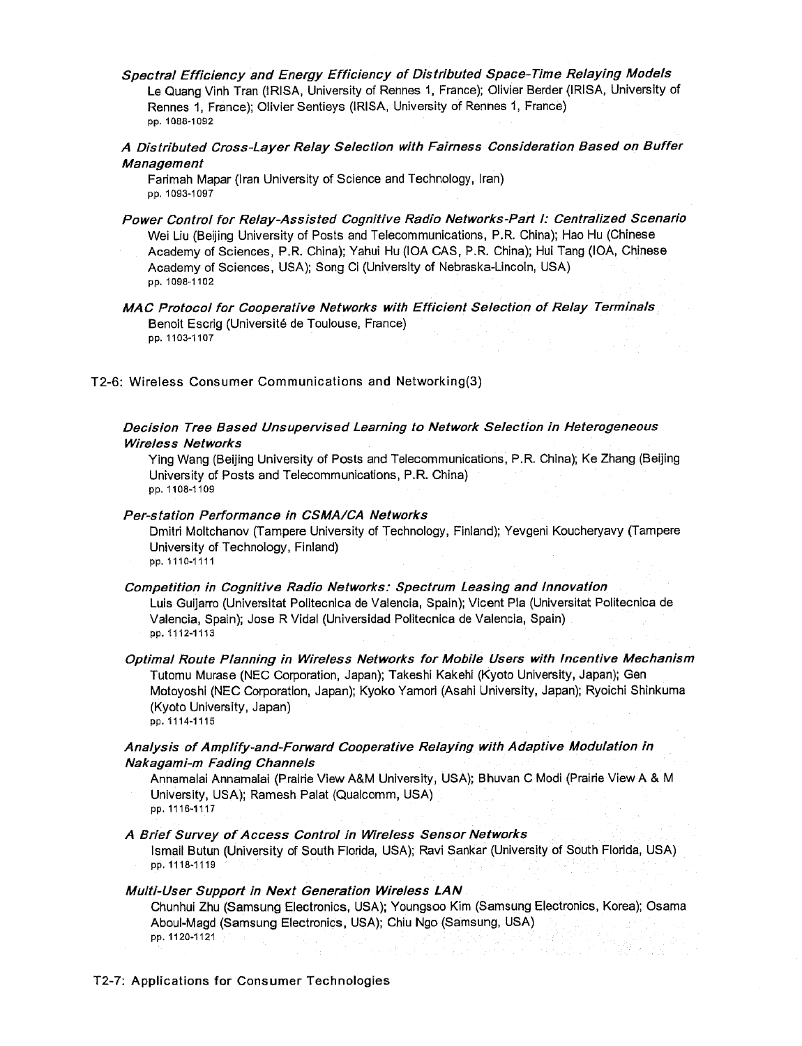*Spectral Efficiency and Energy Efficiency of Distributed Space-Time Relaying Models*
Le Quang Vinh Tran (IRISA, University of Rennes 1, France); Olivier Berder (IRISA, University of Rennes 1, France); Olivier Sentieys (IRISA, University of Rennes 1, France)
pp. 1088-1092

*A Distributed Cross-Layer Relay Selection with Fairness Consideration Based on Buffer Management*
Farimah Mapar (Iran University of Science and Technology, Iran)
pp. 1093-1097

*Power Control for Relay-Assisted Cognitive Radio Networks-Part I: Centralized Scenario*
Wei Liu (Beijing University of Posts and Telecommunications, P.R. China); Hao Hu (Chinese Academy of Sciences, P.R. China); Yahui Hu (IOA CAS, P.R. China); Hui Tang (IOA, Chinese Academy of Sciences, USA); Song Ci (University of Nebraska-Lincoln, USA)
pp. 1098-1102

*MAC Protocol for Cooperative Networks with Efficient Selection of Relay Terminals*
Benoit Escrig (Université de Toulouse, France)
pp. 1103-1107

## T2-6: Wireless Consumer Communications and Networking(3)

*Decision Tree Based Unsupervised Learning to Network Selection in Heterogeneous Wireless Networks*
Ying Wang (Beijing University of Posts and Telecommunications, P.R. China); Ke Zhang (Beijing University of Posts and Telecommunications, P.R. China)
pp. 1108-1109

*Per-station Performance in CSMA/CA Networks*
Dmitri Moltchanov (Tampere University of Technology, Finland); Yevgeni Koucheryavy (Tampere University of Technology, Finland)
pp. 1110-1111

*Competition in Cognitive Radio Networks: Spectrum Leasing and Innovation*
Luis Guijarro (Universitat Politecnica de Valencia, Spain); Vicent Pla (Universitat Politecnica de Valencia, Spain); Jose R Vidal (Universidad Politecnica de Valencia, Spain)
pp. 1112-1113

*Optimal Route Planning in Wireless Networks for Mobile Users with Incentive Mechanism*
Tutomu Murase (NEC Corporation, Japan); Takeshi Kakehi (Kyoto University, Japan); Gen Motoyoshi (NEC Corporation, Japan); Kyoko Yamori (Asahi University, Japan); Ryoichi Shinkuma (Kyoto University, Japan)
pp. 1114-1115

*Analysis of Amplify-and-Forward Cooperative Relaying with Adaptive Modulation in Nakagami-m Fading Channels*
Annamalai Annamalai (Prairie View A&M University, USA); Bhuvan C Modi (Prairie View A & M University, USA); Ramesh Palat (Qualcomm, USA)
pp. 1116-1117

*A Brief Survey of Access Control in Wireless Sensor Networks*
Ismail Butun (University of South Florida, USA); Ravi Sankar (University of South Florida, USA)
pp. 1118-1119

*Multi-User Support in Next Generation Wireless LAN*
Chunhui Zhu (Samsung Electronics, USA); Youngsoo Kim (Samsung Electronics, Korea); Osama Aboul-Magd (Samsung Electronics, USA); Chiu Ngo (Samsung, USA)
pp. 1120-1121

## T2-7: Applications for Consumer Technologies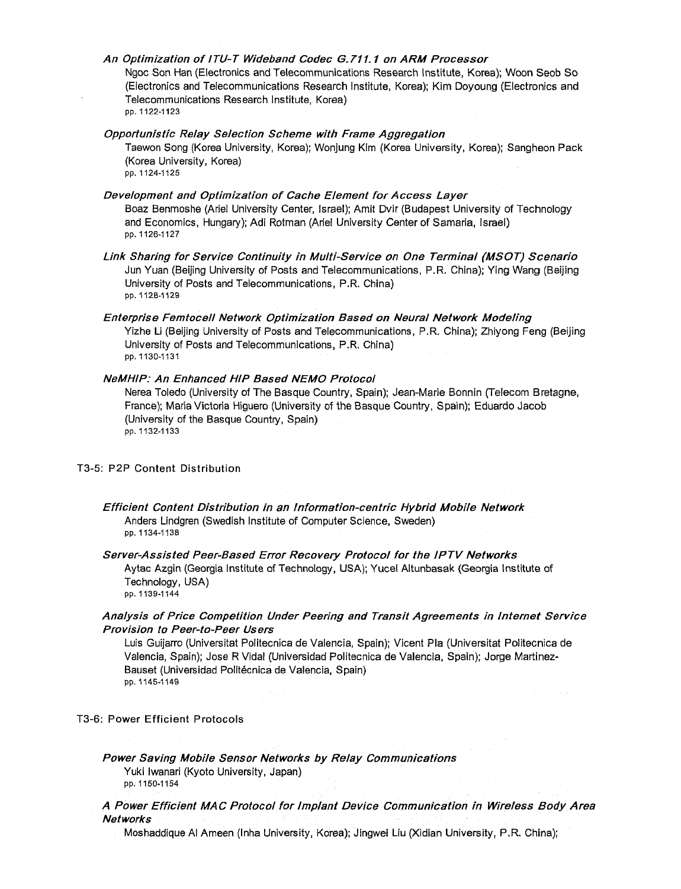*An Optimization of ITU-T Wideband Codec G.711.1 on ARM Processor*
Ngoc Son Han (Electronics and Telecommunications Research Institute, Korea); Woon Seob So (Electronics and Telecommunications Research Institute, Korea); Kim Doyoung (Electronics and Telecommunications Research Institute, Korea)
pp. 1122-1123

*Opportunistic Relay Selection Scheme with Frame Aggregation*
Taewon Song (Korea University, Korea); Wonjung Kim (Korea University, Korea); Sangheon Pack (Korea University, Korea)
pp. 1124-1125

*Development and Optimization of Cache Element for Access Layer*
Boaz Benmoshe (Ariel University Center, Israel); Amit Dvir (Budapest University of Technology and Economics, Hungary); Adi Rotman (Ariel University Center of Samaria, Israel)
pp. 1126-1127

*Link Sharing for Service Continuity in Multi-Service on One Terminal (MSOT) Scenario*
Jun Yuan (Beijing University of Posts and Telecommunications, P.R. China); Ying Wang (Beijing University of Posts and Telecommunications, P.R. China)
pp. 1128-1129

*Enterprise Femtocell Network Optimization Based on Neural Network Modeling*
Yizhe Li (Beijing University of Posts and Telecommunications, P.R. China); Zhiyong Feng (Beijing University of Posts and Telecommunications, P.R. China)
pp. 1130-1131

*NeMHIP: An Enhanced HIP Based NEMO Protocol*
Nerea Toledo (University of The Basque Country, Spain); Jean-Marie Bonnin (Telecom Bretagne, France); Maria Victoria Higuero (University of the Basque Country, Spain); Eduardo Jacob (University of the Basque Country, Spain)
pp. 1132-1133

## T3-5: P2P Content Distribution

*Efficient Content Distribution in an Information-centric Hybrid Mobile Network*
Anders Lindgren (Swedish Institute of Computer Science, Sweden)
pp. 1134-1138

*Server-Assisted Peer-Based Error Recovery Protocol for the IPTV Networks*
Aytac Azgin (Georgia Institute of Technology, USA); Yucel Altunbasak (Georgia Institute of Technology, USA)
pp. 1139-1144

*Analysis of Price Competition Under Peering and Transit Agreements in Internet Service Provision to Peer-to-Peer Users*
Luis Guijarro (Universitat Politecnica de Valencia, Spain); Vicent Pla (Universitat Politecnica de Valencia, Spain); Jose R Vidal (Universidad Politecnica de Valencia, Spain); Jorge Martinez-Bauset (Universidad Politécnica de Valencia, Spain)
pp. 1145-1149

## T3-6: Power Efficient Protocols

*Power Saving Mobile Sensor Networks by Relay Communications*
Yuki Iwanari (Kyoto University, Japan)
pp. 1150-1154

*A Power Efficient MAC Protocol for Implant Device Communication in Wireless Body Area Networks*
Moshaddique Al Ameen (Inha University, Korea); Jingwei Liu (Xidian University, P.R. China);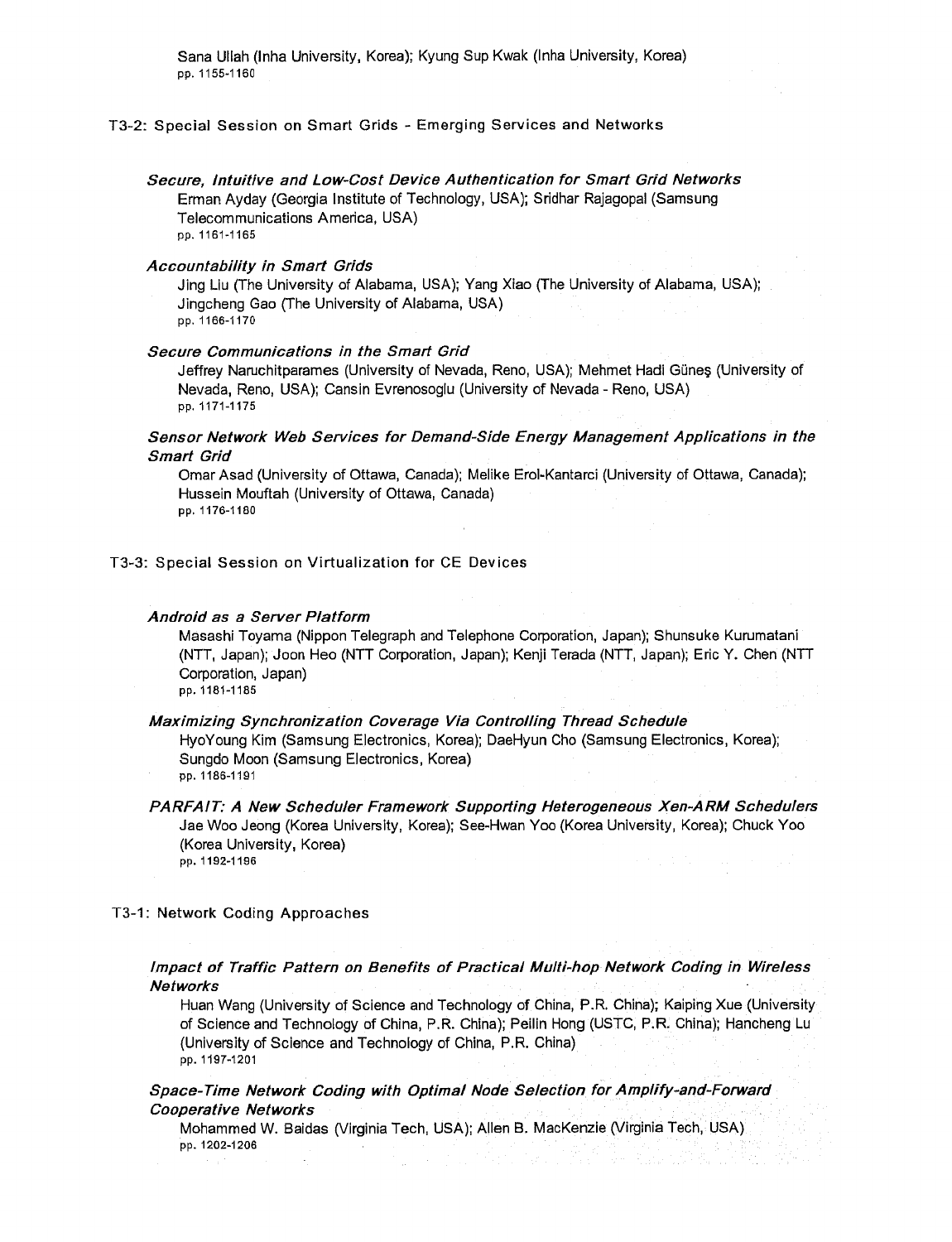Sana Ullah (Inha University, Korea); Kyung Sup Kwak (Inha University, Korea)
pp. 1155-1160

## T3-2: Special Session on Smart Grids - Emerging Services and Networks

***Secure, Intuitive and Low-Cost Device Authentication for Smart Grid Networks***
Erman Ayday (Georgia Institute of Technology, USA); Sridhar Rajagopal (Samsung Telecommunications America, USA)
pp. 1161-1165

***Accountability in Smart Grids***
Jing Liu (The University of Alabama, USA); Yang Xiao (The University of Alabama, USA); Jingcheng Gao (The University of Alabama, USA)
pp. 1166-1170

***Secure Communications in the Smart Grid***
Jeffrey Naruchitparames (University of Nevada, Reno, USA); Mehmet Hadi Güneş (University of Nevada, Reno, USA); Cansin Evrenosoglu (University of Nevada - Reno, USA)
pp. 1171-1175

***Sensor Network Web Services for Demand-Side Energy Management Applications in the Smart Grid***
Omar Asad (University of Ottawa, Canada); Melike Erol-Kantarci (University of Ottawa, Canada); Hussein Mouftah (University of Ottawa, Canada)
pp. 1176-1180

## T3-3: Special Session on Virtualization for CE Devices

***Android as a Server Platform***
Masashi Toyama (Nippon Telegraph and Telephone Corporation, Japan); Shunsuke Kurumatani (NTT, Japan); Joon Heo (NTT Corporation, Japan); Kenji Terada (NTT, Japan); Eric Y. Chen (NTT Corporation, Japan)
pp. 1181-1185

***Maximizing Synchronization Coverage Via Controlling Thread Schedule***
HyoYoung Kim (Samsung Electronics, Korea); DaeHyun Cho (Samsung Electronics, Korea); Sungdo Moon (Samsung Electronics, Korea)
pp. 1186-1191

***PARFAIT: A New Scheduler Framework Supporting Heterogeneous Xen-ARM Schedulers***
Jae Woo Jeong (Korea University, Korea); See-Hwan Yoo (Korea University, Korea); Chuck Yoo (Korea University, Korea)
pp. 1192-1196

## T3-1: Network Coding Approaches

***Impact of Traffic Pattern on Benefits of Practical Multi-hop Network Coding in Wireless Networks***
Huan Wang (University of Science and Technology of China, P.R. China); Kaiping Xue (University of Science and Technology of China, P.R. China); Peilin Hong (USTC, P.R. China); Hancheng Lu (University of Science and Technology of China, P.R. China)
pp. 1197-1201

***Space-Time Network Coding with Optimal Node Selection for Amplify-and-Forward Cooperative Networks***
Mohammed W. Baidas (Virginia Tech, USA); Allen B. MacKenzie (Virginia Tech, USA)
pp. 1202-1206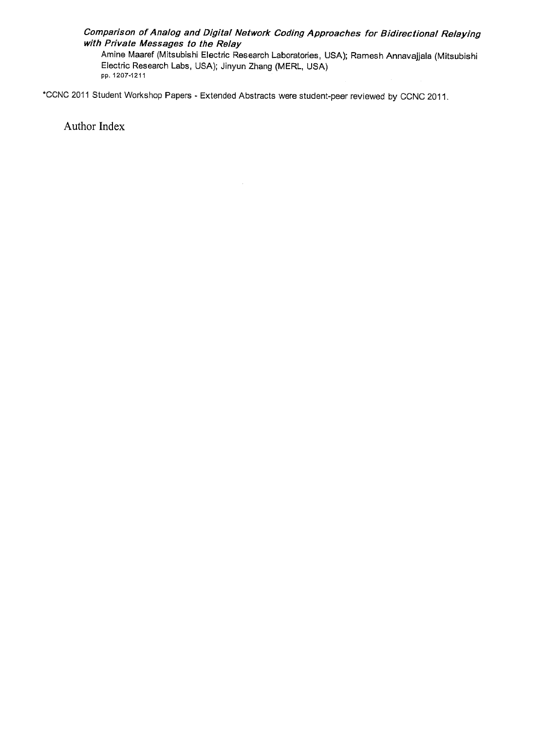*Comparison of Analog and Digital Network Coding Approaches for Bidirectional Relaying with Private Messages to the Relay*
Amine Maaref (Mitsubishi Electric Research Laboratories, USA); Ramesh Annavajjala (Mitsubishi Electric Research Labs, USA); Jinyun Zhang (MERL, USA)
pp. 1207-1211

*CCNC 2011 Student Workshop Papers - Extended Abstracts were student-peer reviewed by CCNC 2011.

Author Index